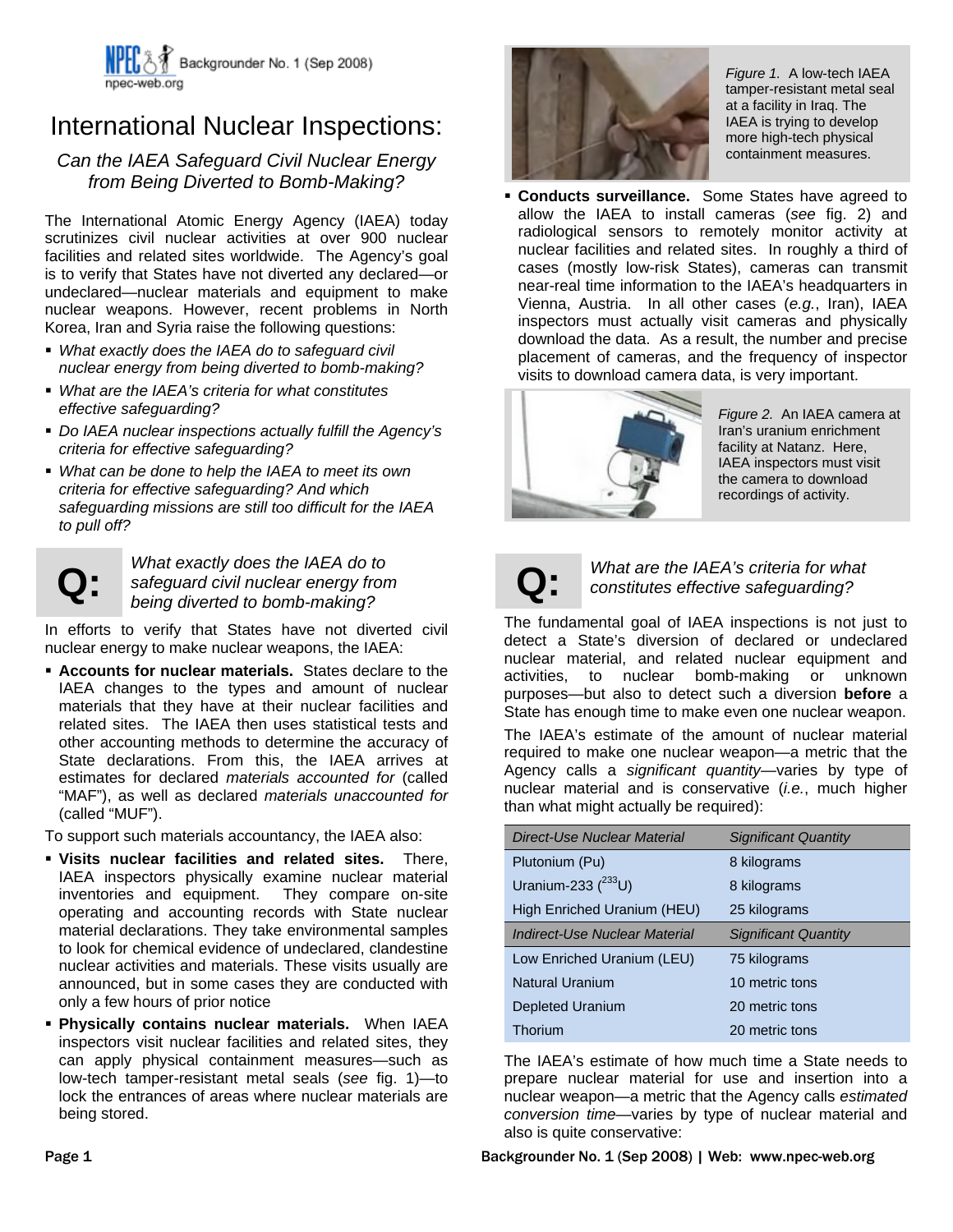# International Nuclear Inspections:

## *Can the IAEA Safeguard Civil Nuclear Energy from Being Diverted to Bomb-Making?*

The International Atomic Energy Agency (IAEA) today scrutinizes civil nuclear activities at over 900 nuclear facilities and related sites worldwide. The Agency's goal is to verify that States have not diverted any declared—or undeclared—nuclear materials and equipment to make nuclear weapons. However, recent problems in North Korea, Iran and Syria raise the following questions:

- *What exactly does the IAEA do to safeguard civil nuclear energy from being diverted to bomb-making?*
- *What are the IAEA's criteria for what constitutes effective safeguarding?*
- *Do IAEA nuclear inspections actually fulfill the Agency's criteria for effective safeguarding?*
- *What can be done to help the IAEA to meet its own criteria for effective safeguarding? And which safeguarding missions are still too difficult for the IAEA to pull off?*

### Q: *What exactly does the IAEA do to safeguard civil nuclear energy from being diverted to bomb-making?*

In efforts to verify that States have not diverted civil nuclear energy to make nuclear weapons, the IAEA:

- **Accounts for nuclear materials.** States declare to the IAEA changes to the types and amount of nuclear materials that they have at their nuclear facilities and related sites. The IAEA then uses statistical tests and other accounting methods to determine the accuracy of State declarations. From this, the IAEA arrives at estimates for declared *materials accounted for* (called "MAF"), as well as declared *materials unaccounted for* (called "MUF").

To support such materials accountancy, the IAEA also:

- **Visits nuclear facilities and related sites.** There, IAEA inspectors physically examine nuclear material inventories and equipment. They compare on-site operating and accounting records with State nuclear material declarations. They take environmental samples to look for chemical evidence of undeclared, clandestine nuclear activities and materials. These visits usually are announced, but in some cases they are conducted with only a few hours of prior notice
- **Physically contains nuclear materials.** When IAEA inspectors visit nuclear facilities and related sites, they can apply physical containment measures—such as low-tech tamper-resistant metal seals (*see* fig. 1)—to lock the entrances of areas where nuclear materials are being stored.

*Figure 1.* A low-tech IAEA tamper-resistant metal seal at a facility in Iraq. The IAEA is trying to develop more high-tech physical containment measures.

- **Conducts surveillance.** Some States have agreed to allow the IAEA to install cameras (*see* fig. 2) and radiological sensors to remotely monitor activity at nuclear facilities and related sites. In roughly a third of cases (mostly low-risk States), cameras can transmit near-real time information to the IAEA's headquarters in Vienna, Austria. In all other cases (*e.g.*, Iran), IAEA inspectors must actually visit cameras and physically download the data. As a result, the number and precise placement of cameras, and the frequency of inspector visits to download camera data, is very important.

*Figure 2.* An IAEA camera at Iran's uranium enrichment facility at Natanz. Here, IAEA inspectors must visit the camera to download recordings of activity.

### Q: *What are the IAEA's criteria for what constitutes effective safeguarding?*

The fundamental goal of IAEA inspections is not just to detect a State's diversion of declared or undeclared nuclear material, and related nuclear equipment and activities, to nuclear bomb-making or unknown purposes—but also to detect such a diversion **before** a State has enough time to make even one nuclear weapon.

The IAEA's estimate of the amount of nuclear material required to make one nuclear weapon—a metric that the Agency calls a *significant quantity*—varies by type of nuclear material and is conservative (*i.e.*, much higher than what might actually be required):

| *Direct-Use Nuclear Material* | *Significant Quantity* |
|---|---|
| Plutonium (Pu) | 8 kilograms |
| Uranium-233 ($^{233}U$) | 8 kilograms |
| High Enriched Uranium (HEU) | 25 kilograms |
| *Indirect-Use Nuclear Material* | *Significant Quantity* |
| Low Enriched Uranium (LEU) | 75 kilograms |
| Natural Uranium | 10 metric tons |
| Depleted Uranium | 20 metric tons |
| Thorium | 20 metric tons |

The IAEA's estimate of how much time a State needs to prepare nuclear material for use and insertion into a nuclear weapon—a metric that the Agency calls *estimated conversion time*—varies by type of nuclear material and also is quite conservative: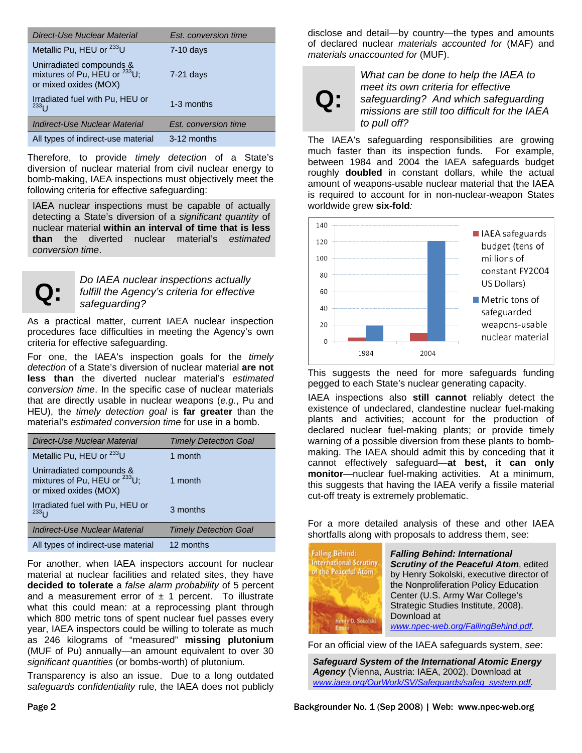| Direct-Use Nuclear Material | Est. conversion time |
|---|---|
| Metallic Pu, HEU or $^{233}$U | 7-10 days |
| Unirradiated compounds & mixtures of Pu, HEU or $^{233}$U; or mixed oxides (MOX) | 7-21 days |
| Irradiated fuel with Pu, HEU or $^{233}$U | 1-3 months |
| *Indirect-Use Nuclear Material* | *Est. conversion time* |
| All types of indirect-use material | 3-12 months |

Therefore, to provide *timely detection* of a State's diversion of nuclear material from civil nuclear energy to bomb-making, IAEA inspections must objectively meet the following criteria for effective safeguarding:

> IAEA nuclear inspections must be capable of actually detecting a State's diversion of a *significant quantity* of nuclear material **within an interval of time that is less than** the diverted nuclear material's *estimated conversion time*.

## Q: *Do IAEA nuclear inspections actually fulfill the Agency's criteria for effective safeguarding?*

As a practical matter, current IAEA nuclear inspection procedures face difficulties in meeting the Agency's own criteria for effective safeguarding.

For one, the IAEA's inspection goals for the *timely detection* of a State's diversion of nuclear material **are not less than** the diverted nuclear material's *estimated conversion time*. In the specific case of nuclear materials that are directly usable in nuclear weapons (*e.g.*, Pu and HEU), the *timely detection goal* is **far greater** than the material's *estimated conversion time* for use in a bomb.

| Direct-Use Nuclear Material | Timely Detection Goal |
|---|---|
| Metallic Pu, HEU or $^{233}$U | 1 month |
| Unirradiated compounds & mixtures of Pu, HEU or $^{233}$U; or mixed oxides (MOX) | 1 month |
| Irradiated fuel with Pu, HEU or $^{233}$U | 3 months |
| *Indirect-Use Nuclear Material* | *Timely Detection Goal* |
| All types of indirect-use material | 12 months |

For another, when IAEA inspectors account for nuclear material at nuclear facilities and related sites, they have **decided to tolerate** a *false alarm probability* of 5 percent and a measurement error of ± 1 percent. To illustrate what this could mean: at a reprocessing plant through which 800 metric tons of spent nuclear fuel passes every year, IAEA inspectors could be willing to tolerate as much as 246 kilograms of "measured" **missing plutonium** (MUF of Pu) annually—an amount equivalent to over 30 *significant quantities* (or bombs-worth) of plutonium.

Transparency is also an issue. Due to a long outdated *safeguards confidentiality* rule, the IAEA does not publicly disclose and detail—by country—the types and amounts of declared nuclear *materials accounted for* (MAF) and *materials unaccounted for* (MUF).

## Q: *What can be done to help the IAEA to meet its own criteria for effective safeguarding? And which safeguarding missions are still too difficult for the IAEA to pull off?*

The IAEA's safeguarding responsibilities are growing much faster than its inspection funds. For example, between 1984 and 2004 the IAEA safeguards budget roughly **doubled** in constant dollars, while the actual amount of weapons-usable nuclear material that the IAEA is required to account for in non-nuclear-weapon States worldwide grew **six-fold**:

140
120
100
80
60
40
20
0
1984
2004
IAEA safeguards budget (tens of millions of constant FY2004 US Dollars)
Metric tons of safeguarded weapons-usable nuclear material

This suggests the need for more safeguards funding pegged to each State's nuclear generating capacity.

IAEA inspections also **still cannot** reliably detect the existence of undeclared, clandestine nuclear fuel-making plants and activities; account for the production of declared nuclear fuel-making plants; or provide timely warning of a possible diversion from these plants to bomb-making. The IAEA should admit this by conceding that it cannot effectively safeguard—**at best, it can only monitor**—nuclear fuel-making activities. At a minimum, this suggests that having the IAEA verify a fissile material cut-off treaty is extremely problematic.

For a more detailed analysis of these and other IAEA shortfalls along with proposals to address them, see:

> ***Falling Behind: International Scrutiny of the Peaceful Atom***, edited by Henry Sokolski, executive director of the Nonproliferation Policy Education Center (U.S. Army War College's Strategic Studies Institute, 2008). Download at www.npec-web.org/FallingBehind.pdf.

For an official view of the IAEA safeguards system, *see*:

> ***Safeguard System of the International Atomic Energy Agency*** (Vienna, Austria: IAEA, 2002). Download at www.iaea.org/OurWork/SV/Safeguards/safeg_system.pdf.